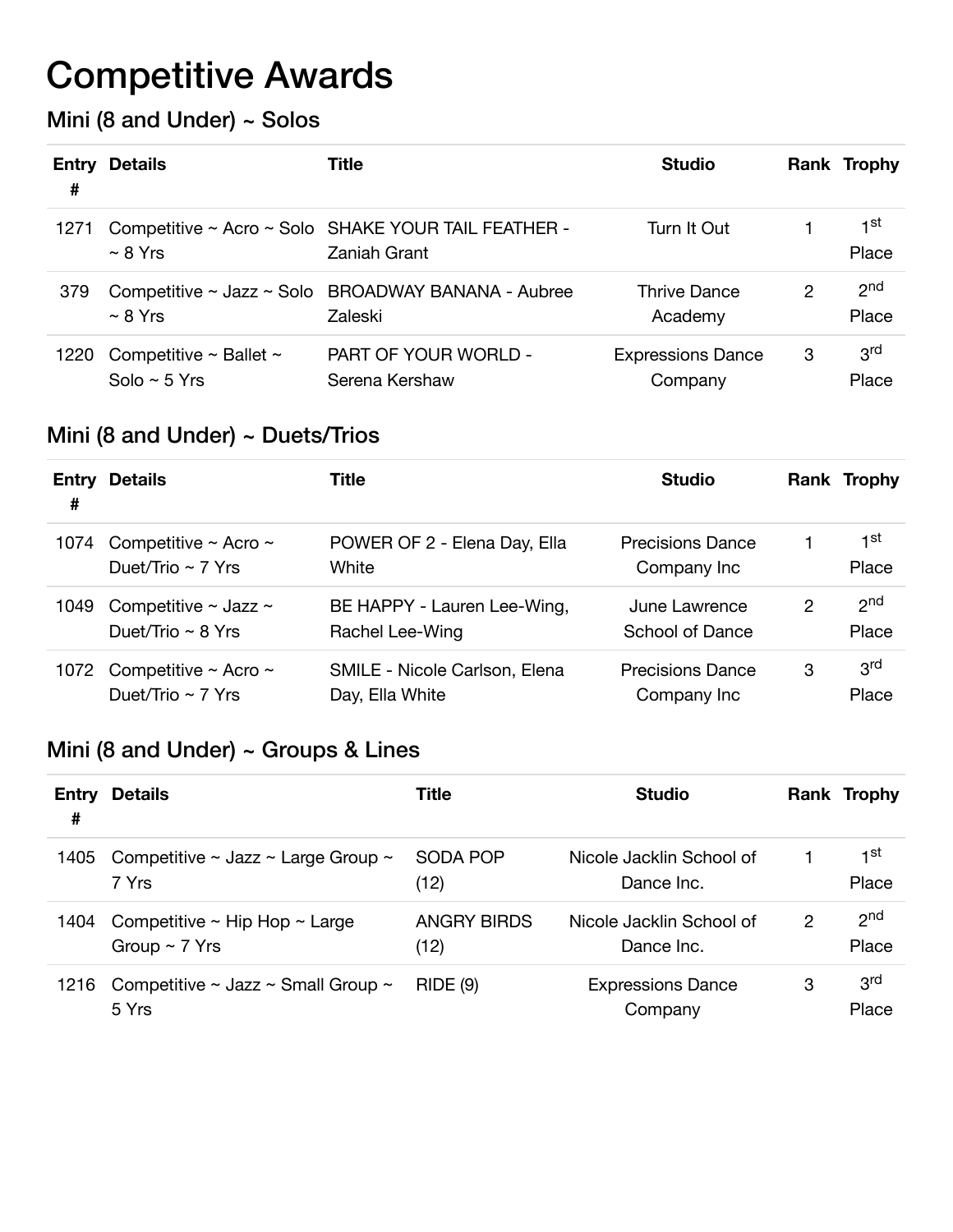# Competitive Awards

## Mini (8 and Under) ~ Solos

| Entry # | Details | Title | Studio | Rank | Trophy |
|---|---|---|---|---|---|
| 1271 | Competitive ~ Acro ~ Solo ~ 8 Yrs | SHAKE YOUR TAIL FEATHER - Zaniah Grant | Turn It Out | 1 | 1st Place |
| 379 | Competitive ~ Jazz ~ Solo ~ 8 Yrs | BROADWAY BANANA - Aubree Zaleski | Thrive Dance Academy | 2 | 2nd Place |
| 1220 | Competitive ~ Ballet ~ Solo ~ 5 Yrs | PART OF YOUR WORLD - Serena Kershaw | Expressions Dance Company | 3 | 3rd Place |

## Mini (8 and Under) ~ Duets/Trios

| Entry # | Details | Title | Studio | Rank | Trophy |
|---|---|---|---|---|---|
| 1074 | Competitive ~ Acro ~ Duet/Trio ~ 7 Yrs | POWER OF 2 - Elena Day, Ella White | Precisions Dance Company Inc | 1 | 1st Place |
| 1049 | Competitive ~ Jazz ~ Duet/Trio ~ 8 Yrs | BE HAPPY - Lauren Lee-Wing, Rachel Lee-Wing | June Lawrence School of Dance | 2 | 2nd Place |
| 1072 | Competitive ~ Acro ~ Duet/Trio ~ 7 Yrs | SMILE - Nicole Carlson, Elena Day, Ella White | Precisions Dance Company Inc | 3 | 3rd Place |

## Mini (8 and Under) ~ Groups & Lines

| Entry # | Details | Title | Studio | Rank | Trophy |
|---|---|---|---|---|---|
| 1405 | Competitive ~ Jazz ~ Large Group ~ 7 Yrs | SODA POP (12) | Nicole Jacklin School of Dance Inc. | 1 | 1st Place |
| 1404 | Competitive ~ Hip Hop ~ Large Group ~ 7 Yrs | ANGRY BIRDS (12) | Nicole Jacklin School of Dance Inc. | 2 | 2nd Place |
| 1216 | Competitive ~ Jazz ~ Small Group ~ 5 Yrs | RIDE (9) | Expressions Dance Company | 3 | 3rd Place |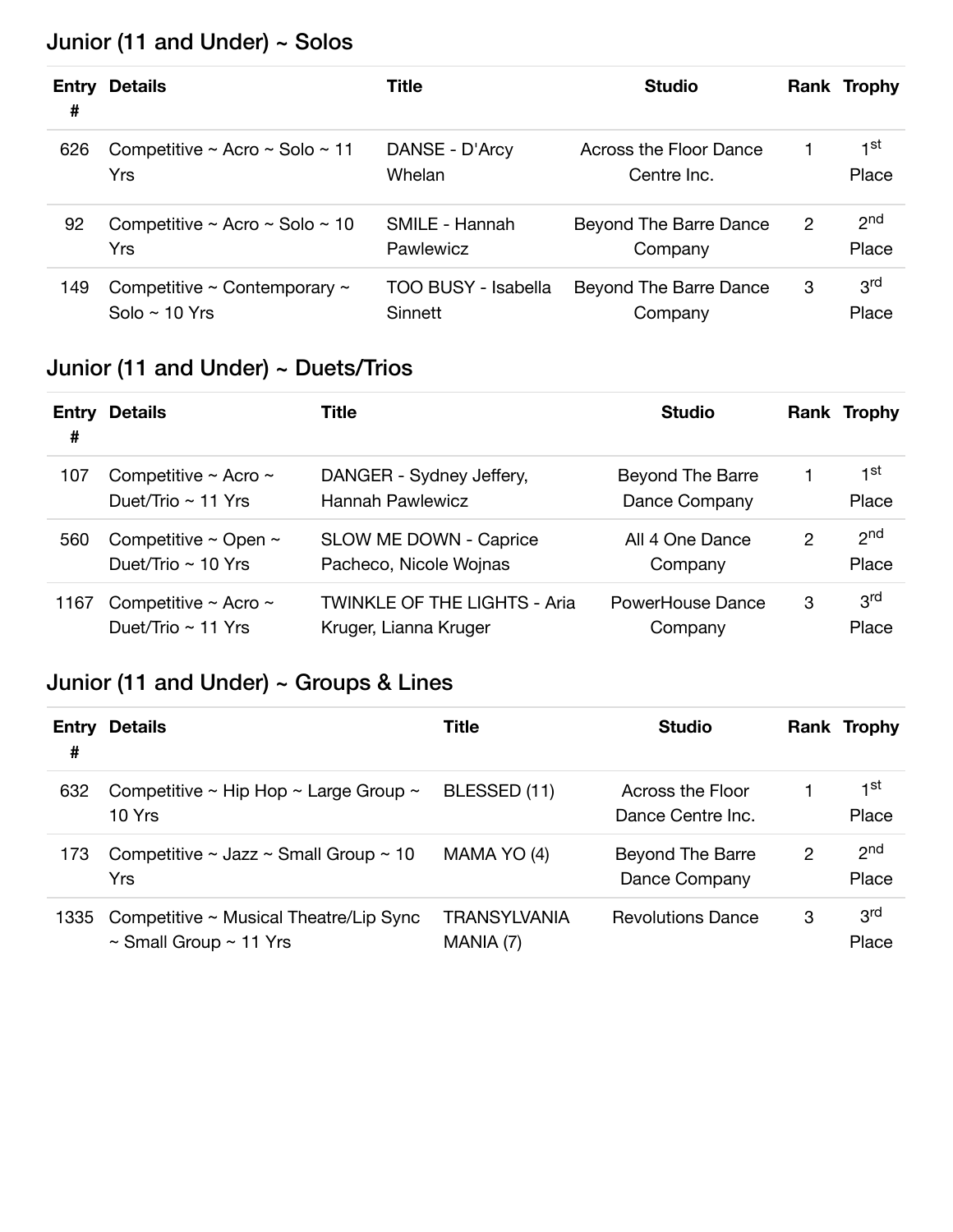## Junior (11 and Under) ~ Solos

| Entry # | Details | Title | Studio | Rank | Trophy |
|---|---|---|---|---|---|
| 626 | Competitive ~ Acro ~ Solo ~ 11 Yrs | DANSE - D'Arcy Whelan | Across the Floor Dance Centre Inc. | 1 | 1st Place |
| 92 | Competitive ~ Acro ~ Solo ~ 10 Yrs | SMILE - Hannah Pawlewicz | Beyond The Barre Dance Company | 2 | 2nd Place |
| 149 | Competitive ~ Contemporary ~ Solo ~ 10 Yrs | TOO BUSY - Isabella Sinnett | Beyond The Barre Dance Company | 3 | 3rd Place |

## Junior (11 and Under) ~ Duets/Trios

| Entry # | Details | Title | Studio | Rank | Trophy |
|---|---|---|---|---|---|
| 107 | Competitive ~ Acro ~ Duet/Trio ~ 11 Yrs | DANGER - Sydney Jeffery, Hannah Pawlewicz | Beyond The Barre Dance Company | 1 | 1st Place |
| 560 | Competitive ~ Open ~ Duet/Trio ~ 10 Yrs | SLOW ME DOWN - Caprice Pacheco, Nicole Wojnas | All 4 One Dance Company | 2 | 2nd Place |
| 1167 | Competitive ~ Acro ~ Duet/Trio ~ 11 Yrs | TWINKLE OF THE LIGHTS - Aria Kruger, Lianna Kruger | PowerHouse Dance Company | 3 | 3rd Place |

## Junior (11 and Under) ~ Groups & Lines

| Entry # | Details | Title | Studio | Rank | Trophy |
|---|---|---|---|---|---|
| 632 | Competitive ~ Hip Hop ~ Large Group ~ 10 Yrs | BLESSED (11) | Across the Floor Dance Centre Inc. | 1 | 1st Place |
| 173 | Competitive ~ Jazz ~ Small Group ~ 10 Yrs | MAMA YO (4) | Beyond The Barre Dance Company | 2 | 2nd Place |
| 1335 | Competitive ~ Musical Theatre/Lip Sync ~ Small Group ~ 11 Yrs | TRANSYLVANIA MANIA (7) | Revolutions Dance | 3 | 3rd Place |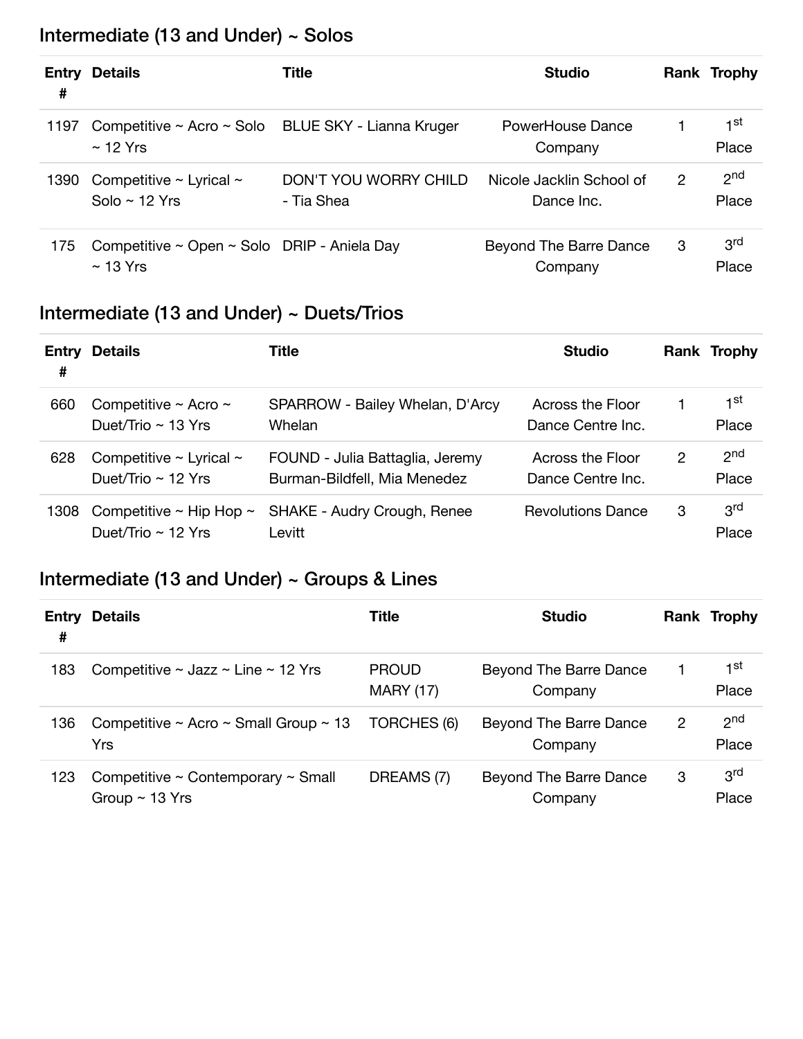## Intermediate (13 and Under) ~ Solos

| Entry # | Details | Title | Studio | Rank | Trophy |
|---|---|---|---|---|---|
| 1197 | Competitive ~ Acro ~ Solo ~ 12 Yrs | BLUE SKY - Lianna Kruger | PowerHouse Dance Company | 1 | 1st Place |
| 1390 | Competitive ~ Lyrical ~ Solo ~ 12 Yrs | DON'T YOU WORRY CHILD - Tia Shea | Nicole Jacklin School of Dance Inc. | 2 | 2nd Place |
| 175 | Competitive ~ Open ~ Solo ~ 13 Yrs | DRIP - Aniela Day | Beyond The Barre Dance Company | 3 | 3rd Place |

## Intermediate (13 and Under) ~ Duets/Trios

| Entry # | Details | Title | Studio | Rank | Trophy |
|---|---|---|---|---|---|
| 660 | Competitive ~ Acro ~ Duet/Trio ~ 13 Yrs | SPARROW - Bailey Whelan, D'Arcy Whelan | Across the Floor Dance Centre Inc. | 1 | 1st Place |
| 628 | Competitive ~ Lyrical ~ Duet/Trio ~ 12 Yrs | FOUND - Julia Battaglia, Jeremy Burman-Bildfell, Mia Menedez | Across the Floor Dance Centre Inc. | 2 | 2nd Place |
| 1308 | Competitive ~ Hip Hop ~ Duet/Trio ~ 12 Yrs | SHAKE - Audry Crough, Renee Levitt | Revolutions Dance | 3 | 3rd Place |

## Intermediate (13 and Under) ~ Groups & Lines

| Entry # | Details | Title | Studio | Rank | Trophy |
|---|---|---|---|---|---|
| 183 | Competitive ~ Jazz ~ Line ~ 12 Yrs | PROUD MARY (17) | Beyond The Barre Dance Company | 1 | 1st Place |
| 136 | Competitive ~ Acro ~ Small Group ~ 13 Yrs | TORCHES (6) | Beyond The Barre Dance Company | 2 | 2nd Place |
| 123 | Competitive ~ Contemporary ~ Small Group ~ 13 Yrs | DREAMS (7) | Beyond The Barre Dance Company | 3 | 3rd Place |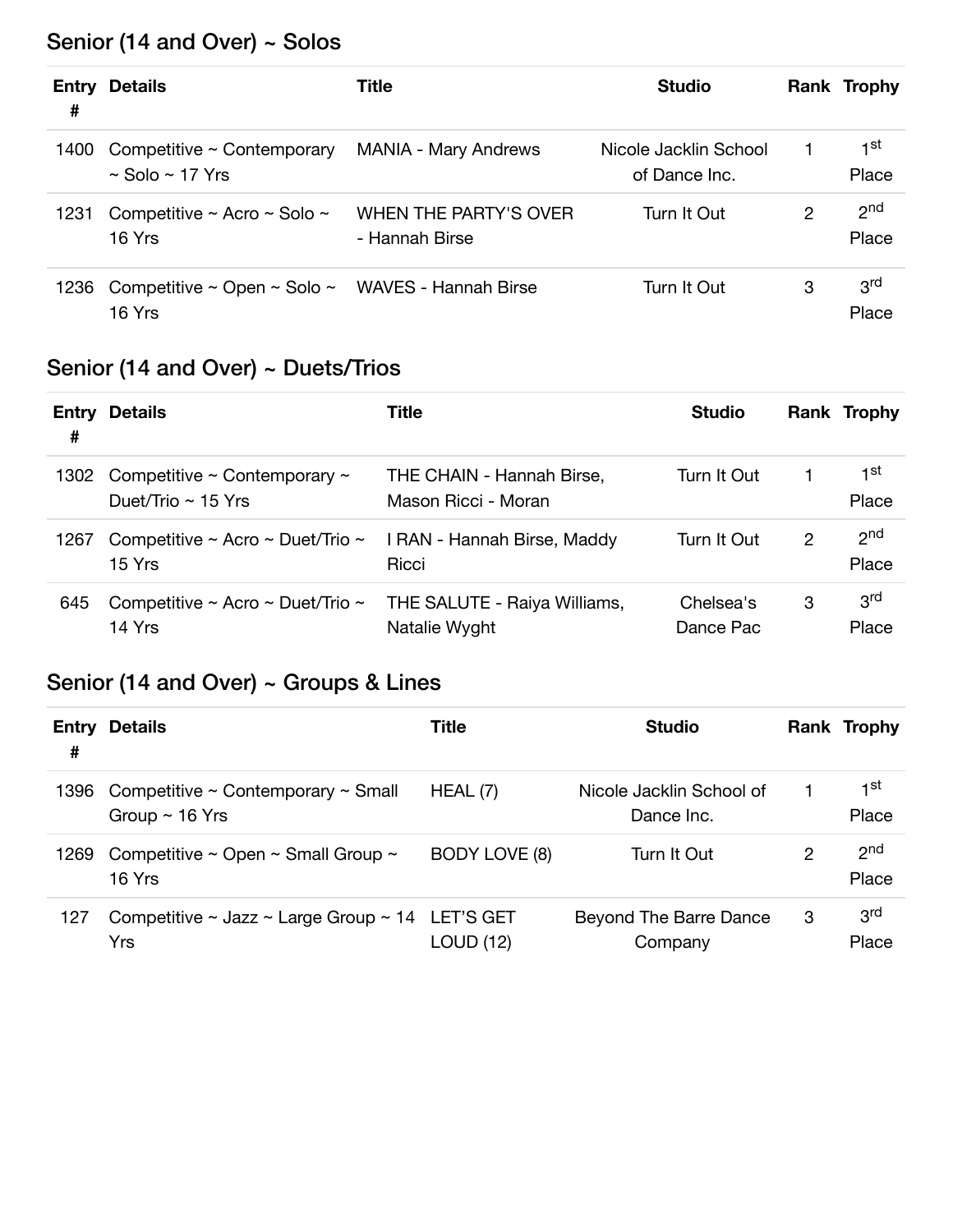## Senior (14 and Over) ~ Solos

| Entry # | Details | Title | Studio | Rank | Trophy |
|---|---|---|---|---|---|
| 1400 | Competitive ~ Contemporary ~ Solo ~ 17 Yrs | MANIA - Mary Andrews | Nicole Jacklin School of Dance Inc. | 1 | 1st Place |
| 1231 | Competitive ~ Acro ~ Solo ~ 16 Yrs | WHEN THE PARTY'S OVER - Hannah Birse | Turn It Out | 2 | 2nd Place |
| 1236 | Competitive ~ Open ~ Solo ~ 16 Yrs | WAVES - Hannah Birse | Turn It Out | 3 | 3rd Place |

## Senior (14 and Over) ~ Duets/Trios

| Entry # | Details | Title | Studio | Rank | Trophy |
|---|---|---|---|---|---|
| 1302 | Competitive ~ Contemporary ~ Duet/Trio ~ 15 Yrs | THE CHAIN - Hannah Birse, Mason Ricci - Moran | Turn It Out | 1 | 1st Place |
| 1267 | Competitive ~ Acro ~ Duet/Trio ~ 15 Yrs | I RAN - Hannah Birse, Maddy Ricci | Turn It Out | 2 | 2nd Place |
| 645 | Competitive ~ Acro ~ Duet/Trio ~ 14 Yrs | THE SALUTE - Raiya Williams, Natalie Wyght | Chelsea's Dance Pac | 3 | 3rd Place |

## Senior (14 and Over) ~ Groups & Lines

| Entry # | Details | Title | Studio | Rank | Trophy |
|---|---|---|---|---|---|
| 1396 | Competitive ~ Contemporary ~ Small Group ~ 16 Yrs | HEAL (7) | Nicole Jacklin School of Dance Inc. | 1 | 1st Place |
| 1269 | Competitive ~ Open ~ Small Group ~ 16 Yrs | BODY LOVE (8) | Turn It Out | 2 | 2nd Place |
| 127 | Competitive ~ Jazz ~ Large Group ~ 14 Yrs | LET'S GET LOUD (12) | Beyond The Barre Dance Company | 3 | 3rd Place |